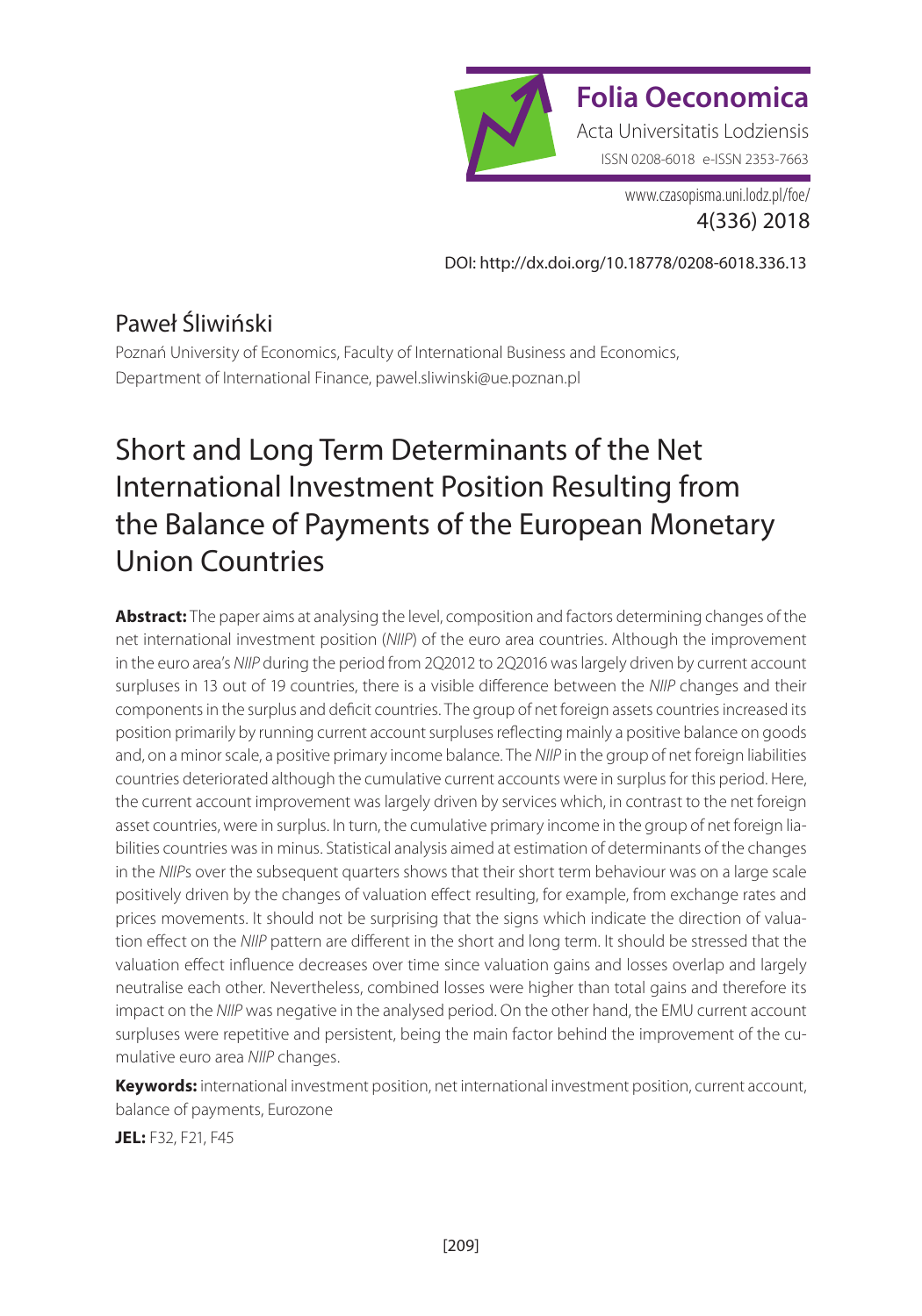Folia Oeconomica

Acta Universitatis Lodziensis

ISSN 0208-6018 e-ISSN 2353-7663

www.czasopisma.uni.lodz.pl/foe/

4(336) 2018

DOI: http://dx.doi.org/10.18778/0208-6018.336.13

Paweł Śliwiński

Poznań University of Economics, Faculty of International Business and Economics, Department of International Finance, pawel.sliwinski@ue.poznan.pl

# Short and Long Term Determinants of the Net International Investment Position Resulting from the Balance of Payments of the European Monetary Union Countries

**Abstract:** The paper aims at analysing the level, composition and factors determining changes of the net international investment position (*NIIP*) of the euro area countries. Although the improvement in the euro area's *NIIP* during the period from 2Q2012 to 2Q2016 was largely driven by current account surpluses in 13 out of 19 countries, there is a visible difference between the *NIIP* changes and their components in the surplus and deficit countries. The group of net foreign assets countries increased its position primarily by running current account surpluses reflecting mainly a positive balance on goods and, on a minor scale, a positive primary income balance. The *NIIP* in the group of net foreign liabilities countries deteriorated although the cumulative current accounts were in surplus for this period. Here, the current account improvement was largely driven by services which, in contrast to the net foreign asset countries, were in surplus. In turn, the cumulative primary income in the group of net foreign liabilities countries was in minus. Statistical analysis aimed at estimation of determinants of the changes in the *NIIP*s over the subsequent quarters shows that their short term behaviour was on a large scale positively driven by the changes of valuation effect resulting, for example, from exchange rates and prices movements. It should not be surprising that the signs which indicate the direction of valuation effect on the *NIIP* pattern are different in the short and long term. It should be stressed that the valuation effect influence decreases over time since valuation gains and losses overlap and largely neutralise each other. Nevertheless, combined losses were higher than total gains and therefore its impact on the *NIIP* was negative in the analysed period. On the other hand, the EMU current account surpluses were repetitive and persistent, being the main factor behind the improvement of the cumulative euro area *NIIP* changes.

**Keywords:** international investment position, net international investment position, current account, balance of payments, Eurozone

**JEL:** F32, F21, F45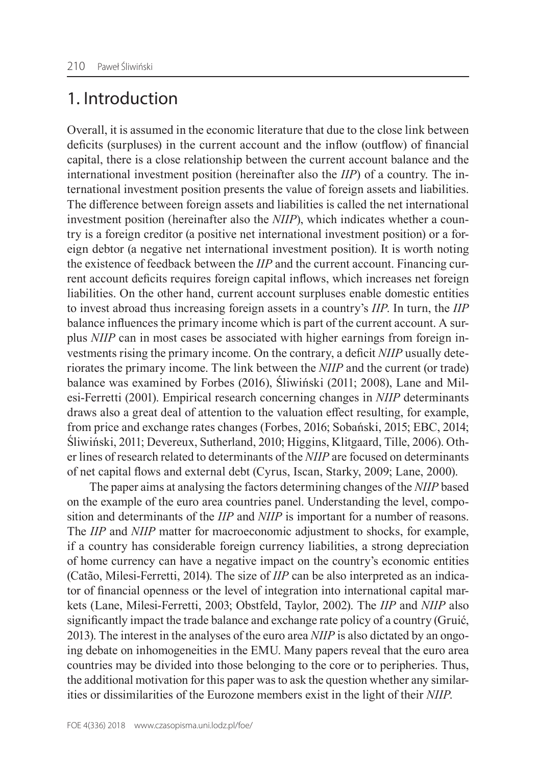# 1. Introduction

Overall, it is assumed in the economic literature that due to the close link between deficits (surpluses) in the current account and the inflow (outflow) of financial capital, there is a close relationship between the current account balance and the international investment position (hereinafter also the *IIP*) of a country. The international investment position presents the value of foreign assets and liabilities. The difference between foreign assets and liabilities is called the net international investment position (hereinafter also the *NIIP*), which indicates whether a country is a foreign creditor (a positive net international investment position) or a foreign debtor (a negative net international investment position). It is worth noting the existence of feedback between the *IIP* and the current account. Financing current account deficits requires foreign capital inflows, which increases net foreign liabilities. On the other hand, current account surpluses enable domestic entities to invest abroad thus increasing foreign assets in a country's *IIP*. In turn, the *IIP* balance influences the primary income which is part of the current account. A surplus *NIIP* can in most cases be associated with higher earnings from foreign investments rising the primary income. On the contrary, a deficit *NIIP* usually deteriorates the primary income. The link between the *NIIP* and the current (or trade) balance was examined by Forbes (2016), Śliwiński (2011; 2008), Lane and Milesi-Ferretti (2001). Empirical research concerning changes in *NIIP* determinants draws also a great deal of attention to the valuation effect resulting, for example, from price and exchange rates changes (Forbes, 2016; Sobański, 2015; EBC, 2014; Śliwiński, 2011; Devereux, Sutherland, 2010; Higgins, Klitgaard, Tille, 2006). Other lines of research related to determinants of the *NIIP* are focused on determinants of net capital flows and external debt (Cyrus, Iscan, Starky, 2009; Lane, 2000).

The paper aims at analysing the factors determining changes of the *NIIP* based on the example of the euro area countries panel. Understanding the level, composition and determinants of the *IIP* and *NIIP* is important for a number of reasons. The *IIP* and *NIIP* matter for macroeconomic adjustment to shocks, for example, if a country has considerable foreign currency liabilities, a strong depreciation of home currency can have a negative impact on the country's economic entities (Catão, Milesi-Ferretti, 2014). The size of *IIP* can be also interpreted as an indicator of financial openness or the level of integration into international capital markets (Lane, Milesi-Ferretti, 2003; Obstfeld, Taylor, 2002). The *IIP* and *NIIP* also significantly impact the trade balance and exchange rate policy of a country (Gruić, 2013). The interest in the analyses of the euro area *NIIP* is also dictated by an ongoing debate on inhomogeneities in the EMU. Many papers reveal that the euro area countries may be divided into those belonging to the core or to peripheries. Thus, the additional motivation for this paper was to ask the question whether any similarities or dissimilarities of the Eurozone members exist in the light of their *NIIP*.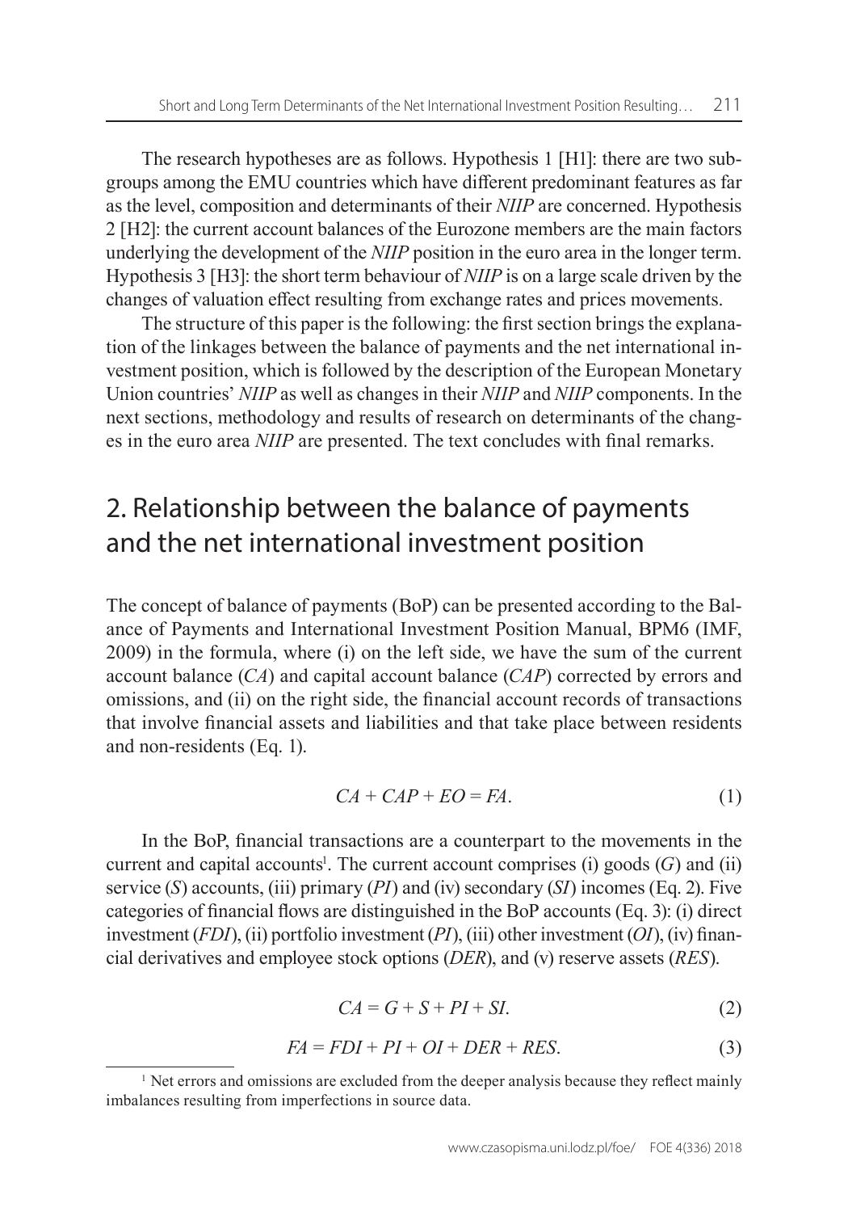The research hypotheses are as follows. Hypothesis 1 [H1]: there are two subgroups among the EMU countries which have different predominant features as far as the level, composition and determinants of their *NIIP* are concerned. Hypothesis 2 [H2]: the current account balances of the Eurozone members are the main factors underlying the development of the *NIIP* position in the euro area in the longer term. Hypothesis 3 [H3]: the short term behaviour of *NIIP* is on a large scale driven by the changes of valuation effect resulting from exchange rates and prices movements.

The structure of this paper is the following: the first section brings the explanation of the linkages between the balance of payments and the net international investment position, which is followed by the description of the European Monetary Union countries' *NIIP* as well as changes in their *NIIP* and *NIIP* components. In the next sections, methodology and results of research on determinants of the changes in the euro area *NIIP* are presented. The text concludes with final remarks.

## 2. Relationship between the balance of payments and the net international investment position

The concept of balance of payments (BoP) can be presented according to the Balance of Payments and International Investment Position Manual, BPM6 (IMF, 2009) in the formula, where (i) on the left side, we have the sum of the current account balance ($CA$) and capital account balance ($CAP$) corrected by errors and omissions, and (ii) on the right side, the financial account records of transactions that involve financial assets and liabilities and that take place between residents and non-residents (Eq. 1).

$$CA + CAP + EO = FA. \tag{1}$$

In the BoP, financial transactions are a counterpart to the movements in the current and capital accounts[1]. The current account comprises (i) goods ($G$) and (ii) service ($S$) accounts, (iii) primary ($PI$) and (iv) secondary ($SI$) incomes (Eq. 2). Five categories of financial flows are distinguished in the BoP accounts (Eq. 3): (i) direct investment ($FDI$), (ii) portfolio investment ($PI$), (iii) other investment ($OI$), (iv) financial derivatives and employee stock options ($DER$), and (v) reserve assets ($RES$).

$$CA = G + S + PI + SI. \tag{2}$$

$$FA = FDI + PI + OI + DER + RES. \tag{3}$$

[1] Net errors and omissions are excluded from the deeper analysis because they reflect mainly imbalances resulting from imperfections in source data.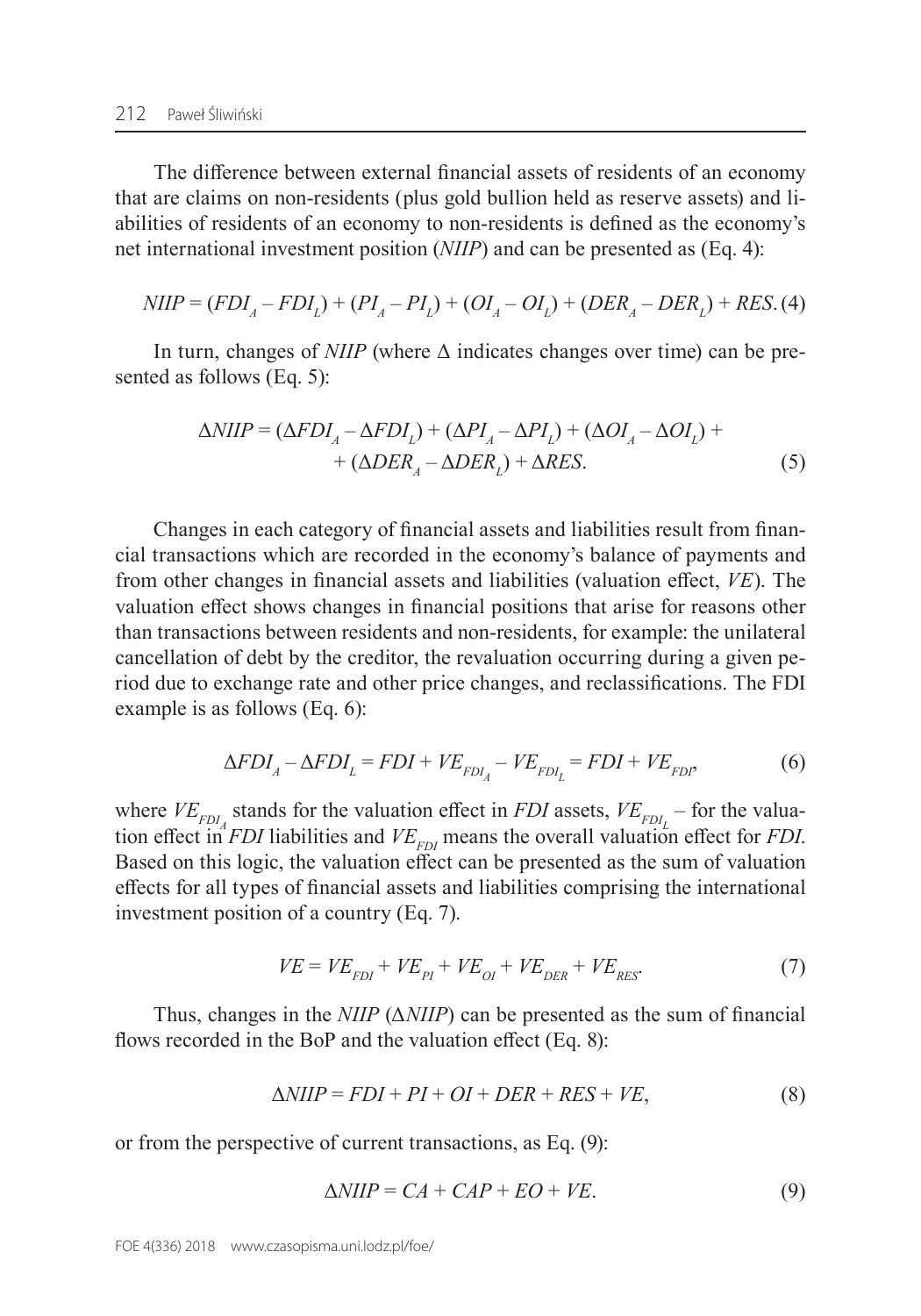The difference between external financial assets of residents of an economy that are claims on non-residents (plus gold bullion held as reserve assets) and liabilities of residents of an economy to non-residents is defined as the economy's net international investment position ($NIIP$) and can be presented as (Eq. 4):

$$NIIP = (FDI_A - FDI_L) + (PI_A - PI_L) + (OI_A - OI_L) + (DER_A - DER_L) + RES. \quad (4)$$

In turn, changes of $NIIP$ (where $\Delta$ indicates changes over time) can be presented as follows (Eq. 5):

$$\Delta NIIP = (\Delta FDI_A - \Delta FDI_L) + (\Delta PI_A - \Delta PI_L) + (\Delta OI_A - \Delta OI_L) + (\Delta DER_A - \Delta DER_L) + \Delta RES. \quad (5)$$

Changes in each category of financial assets and liabilities result from financial transactions which are recorded in the economy's balance of payments and from other changes in financial assets and liabilities (valuation effect, $VE$). The valuation effect shows changes in financial positions that arise for reasons other than transactions between residents and non-residents, for example: the unilateral cancellation of debt by the creditor, the revaluation occurring during a given period due to exchange rate and other price changes, and reclassifications. The FDI example is as follows (Eq. 6):

$$\Delta FDI_A - \Delta FDI_L = FDI + VE_{FDI_A} - VE_{FDI_L} = FDI + VE_{FDI}, \quad (6)$$

where $VE_{FDI_A}$ stands for the valuation effect in $FDI$ assets, $VE_{FDI_L}$ – for the valuation effect in $FDI$ liabilities and $VE_{FDI}$ means the overall valuation effect for $FDI$. Based on this logic, the valuation effect can be presented as the sum of valuation effects for all types of financial assets and liabilities comprising the international investment position of a country (Eq. 7).

$$VE = VE_{FDI} + VE_{PI} + VE_{OI} + VE_{DER} + VE_{RES}. \quad (7)$$

Thus, changes in the $NIIP$ ($\Delta NIIP$) can be presented as the sum of financial flows recorded in the BoP and the valuation effect (Eq. 8):

$$\Delta NIIP = FDI + PI + OI + DER + RES + VE, \quad (8)$$

or from the perspective of current transactions, as Eq. (9):

$$\Delta NIIP = CA + CAP + EO + VE. \quad (9)$$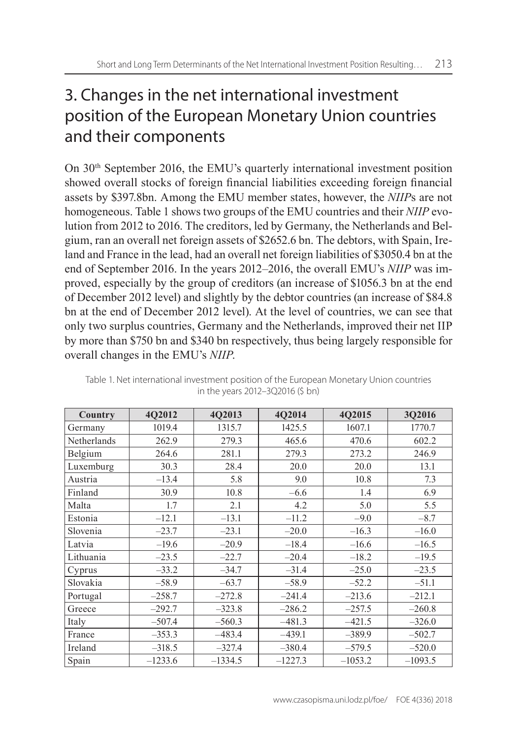# 3. Changes in the net international investment position of the European Monetary Union countries and their components

On 30[th] September 2016, the EMU's quarterly international investment position showed overall stocks of foreign financial liabilities exceeding foreign financial assets by \$397.8bn. Among the EMU member states, however, the *NIIP*s are not homogeneous. Table 1 shows two groups of the EMU countries and their *NIIP* evolution from 2012 to 2016. The creditors, led by Germany, the Netherlands and Belgium, ran an overall net foreign assets of \$2652.6 bn. The debtors, with Spain, Ireland and France in the lead, had an overall net foreign liabilities of \$3050.4 bn at the end of September 2016. In the years 2012–2016, the overall EMU's *NIIP* was improved, especially by the group of creditors (an increase of \$1056.3 bn at the end of December 2012 level) and slightly by the debtor countries (an increase of \$84.8 bn at the end of December 2012 level). At the level of countries, we can see that only two surplus countries, Germany and the Netherlands, improved their net IIP by more than \$750 bn and \$340 bn respectively, thus being largely responsible for overall changes in the EMU's *NIIP*.

Table 1. Net international investment position of the European Monetary Union countries in the years 2012–3Q2016 (\$ bn)

| Country | 4Q2012 | 4Q2013 | 4Q2014 | 4Q2015 | 3Q2016 |
|---|---|---|---|---|---|
| Germany | 1019.4 | 1315.7 | 1425.5 | 1607.1 | 1770.7 |
| Netherlands | 262.9 | 279.3 | 465.6 | 470.6 | 602.2 |
| Belgium | 264.6 | 281.1 | 279.3 | 273.2 | 246.9 |
| Luxemburg | 30.3 | 28.4 | 20.0 | 20.0 | 13.1 |
| Austria | –13.4 | 5.8 | 9.0 | 10.8 | 7.3 |
| Finland | 30.9 | 10.8 | –6.6 | 1.4 | 6.9 |
| Malta | 1.7 | 2.1 | 4.2 | 5.0 | 5.5 |
| Estonia | –12.1 | –13.1 | –11.2 | –9.0 | –8.7 |
| Slovenia | –23.7 | –23.1 | –20.0 | –16.3 | –16.0 |
| Latvia | –19.6 | –20.9 | –18.4 | –16.6 | –16.5 |
| Lithuania | –23.5 | –22.7 | –20.4 | –18.2 | –19.5 |
| Cyprus | –33.2 | –34.7 | –31.4 | –25.0 | –23.5 |
| Slovakia | –58.9 | –63.7 | –58.9 | –52.2 | –51.1 |
| Portugal | –258.7 | –272.8 | –241.4 | –213.6 | –212.1 |
| Greece | –292.7 | –323.8 | –286.2 | –257.5 | –260.8 |
| Italy | –507.4 | –560.3 | –481.3 | –421.5 | –326.0 |
| France | –353.3 | –483.4 | –439.1 | –389.9 | –502.7 |
| Ireland | –318.5 | –327.4 | –380.4 | –579.5 | –520.0 |
| Spain | –1233.6 | –1334.5 | –1227.3 | –1053.2 | –1093.5 |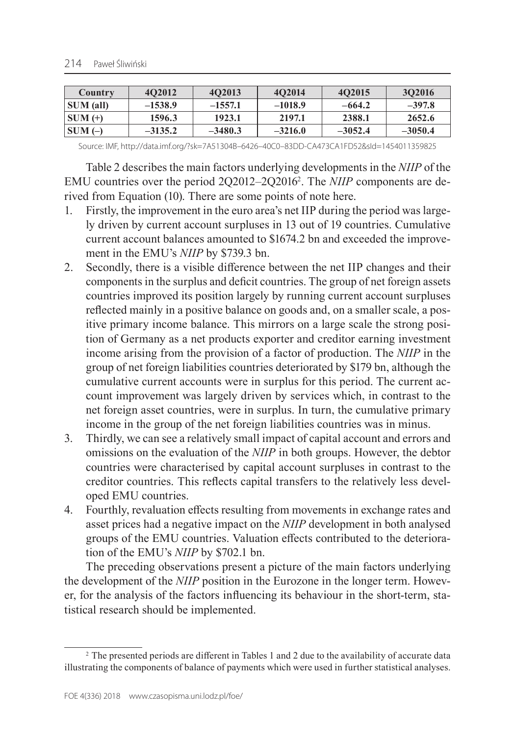| Country | 4Q2012 | 4Q2013 | 4Q2014 | 4Q2015 | 3Q2016 |
|---|---|---|---|---|---|
| **SUM (all)** | **–1538.9** | **–1557.1** | **–1018.9** | **–664.2** | **–397.8** |
| **SUM (+)** | **1596.3** | **1923.1** | **2197.1** | **2388.1** | **2652.6** |
| **SUM (–)** | **–3135.2** | **–3480.3** | **–3216.0** | **–3052.4** | **–3050.4** |

Source: IMF, http://data.imf.org/?sk=7A51304B–6426–40C0–83DD-CA473CA1FD52&sId=1454011359825

Table 2 describes the main factors underlying developments in the *NIIP* of the EMU countries over the period 2Q2012–2Q2016[2]. The *NIIP* components are derived from Equation (10). There are some points of note here.

1. Firstly, the improvement in the euro area's net IIP during the period was largely driven by current account surpluses in 13 out of 19 countries. Cumulative current account balances amounted to \$1674.2 bn and exceeded the improvement in the EMU's *NIIP* by \$739.3 bn.
2. Secondly, there is a visible difference between the net IIP changes and their components in the surplus and deficit countries. The group of net foreign assets countries improved its position largely by running current account surpluses reflected mainly in a positive balance on goods and, on a smaller scale, a positive primary income balance. This mirrors on a large scale the strong position of Germany as a net products exporter and creditor earning investment income arising from the provision of a factor of production. The *NIIP* in the group of net foreign liabilities countries deteriorated by \$179 bn, although the cumulative current accounts were in surplus for this period. The current account improvement was largely driven by services which, in contrast to the net foreign asset countries, were in surplus. In turn, the cumulative primary income in the group of the net foreign liabilities countries was in minus.
3. Thirdly, we can see a relatively small impact of capital account and errors and omissions on the evaluation of the *NIIP* in both groups. However, the debtor countries were characterised by capital account surpluses in contrast to the creditor countries. This reflects capital transfers to the relatively less developed EMU countries.
4. Fourthly, revaluation effects resulting from movements in exchange rates and asset prices had a negative impact on the *NIIP* development in both analysed groups of the EMU countries. Valuation effects contributed to the deterioration of the EMU's *NIIP* by \$702.1 bn.

The preceding observations present a picture of the main factors underlying the development of the *NIIP* position in the Eurozone in the longer term. However, for the analysis of the factors influencing its behaviour in the short-term, statistical research should be implemented.

[2] The presented periods are different in Tables 1 and 2 due to the availability of accurate data illustrating the components of balance of payments which were used in further statistical analyses.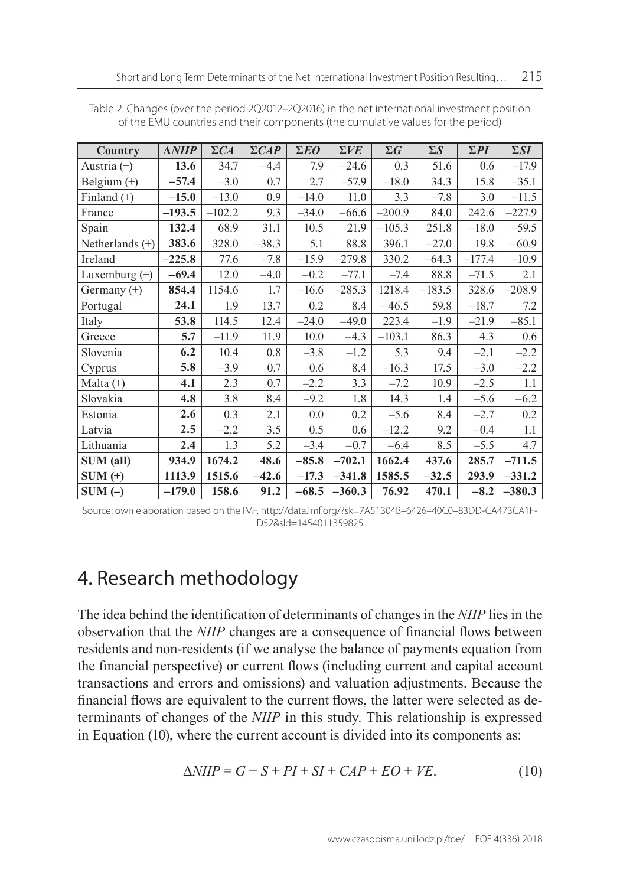Table 2. Changes (over the period 2Q2012–2Q2016) in the net international investment position of the EMU countries and their components (the cumulative values for the period)

| Country | $\Delta NIIP$ | $\Sigma CA$ | $\Sigma CAP$ | $\Sigma EO$ | $\Sigma VE$ | $\Sigma G$ | $\Sigma S$ | $\Sigma PI$ | $\Sigma SI$ |
|---|---|---|---|---|---|---|---|---|---|
| Austria (+) | **13.6** | 34.7 | –4.4 | 7.9 | –24.6 | 0.3 | 51.6 | 0.6 | –17.9 |
| Belgium (+) | **–57.4** | –3.0 | 0.7 | 2.7 | –57.9 | –18.0 | 34.3 | 15.8 | –35.1 |
| Finland (+) | **–15.0** | –13.0 | 0.9 | –14.0 | 11.0 | 3.3 | –7.8 | 3.0 | –11.5 |
| France | **–193.5** | –102.2 | 9.3 | –34.0 | –66.6 | –200.9 | 84.0 | 242.6 | –227.9 |
| Spain | **132.4** | 68.9 | 31.1 | 10.5 | 21.9 | –105.3 | 251.8 | –18.0 | –59.5 |
| Netherlands (+) | **383.6** | 328.0 | –38.3 | 5.1 | 88.8 | 396.1 | –27.0 | 19.8 | –60.9 |
| Ireland | **–225.8** | 77.6 | –7.8 | –15.9 | –279.8 | 330.2 | –64.3 | –177.4 | –10.9 |
| Luxemburg (+) | **–69.4** | 12.0 | –4.0 | –0.2 | –77.1 | –7.4 | 88.8 | –71.5 | 2.1 |
| Germany (+) | **854.4** | 1154.6 | 1.7 | –16.6 | –285.3 | 1218.4 | –183.5 | 328.6 | –208.9 |
| Portugal | **24.1** | 1.9 | 13.7 | 0.2 | 8.4 | –46.5 | 59.8 | –18.7 | 7.2 |
| Italy | **53.8** | 114.5 | 12.4 | –24.0 | –49.0 | 223.4 | –1.9 | –21.9 | –85.1 |
| Greece | **5.7** | –11.9 | 11.9 | 10.0 | –4.3 | –103.1 | 86.3 | 4.3 | 0.6 |
| Slovenia | **6.2** | 10.4 | 0.8 | –3.8 | –1.2 | 5.3 | 9.4 | –2.1 | –2.2 |
| Cyprus | **5.8** | –3.9 | 0.7 | 0.6 | 8.4 | –16.3 | 17.5 | –3.0 | –2.2 |
| Malta (+) | **4.1** | 2.3 | 0.7 | –2.2 | 3.3 | –7.2 | 10.9 | –2.5 | 1.1 |
| Slovakia | **4.8** | 3.8 | 8.4 | –9.2 | 1.8 | 14.3 | 1.4 | –5.6 | –6.2 |
| Estonia | **2.6** | 0.3 | 2.1 | 0.0 | 0.2 | –5.6 | 8.4 | –2.7 | 0.2 |
| Latvia | **2.5** | –2.2 | 3.5 | 0.5 | 0.6 | –12.2 | 9.2 | –0.4 | 1.1 |
| Lithuania | **2.4** | 1.3 | 5.2 | –3.4 | –0.7 | –6.4 | 8.5 | –5.5 | 4.7 |
| **SUM (all)** | **934.9** | **1674.2** | **48.6** | **–85.8** | **–702.1** | **1662.4** | **437.6** | **285.7** | **–711.5** |
| **SUM (+)** | **1113.9** | **1515.6** | **–42.6** | **–17.3** | **–341.8** | **1585.5** | **–32.5** | **293.9** | **–331.2** |
| **SUM (–)** | **–179.0** | **158.6** | **91.2** | **–68.5** | **–360.3** | **76.92** | **470.1** | **–8.2** | **–380.3** |

Source: own elaboration based on the IMF, http://data.imf.org/?sk=7A51304B–6426–40C0–83DD-CA473CA1F-D52&sId=1454011359825

## 4. Research methodology

The idea behind the identification of determinants of changes in the *NIIP* lies in the observation that the *NIIP* changes are a consequence of financial flows between residents and non-residents (if we analyse the balance of payments equation from the financial perspective) or current flows (including current and capital account transactions and errors and omissions) and valuation adjustments. Because the financial flows are equivalent to the current flows, the latter were selected as determinants of changes of the *NIIP* in this study. This relationship is expressed in Equation (10), where the current account is divided into its components as:

$$\Delta NIIP = G + S + PI + SI + CAP + EO + VE. \tag{10}$$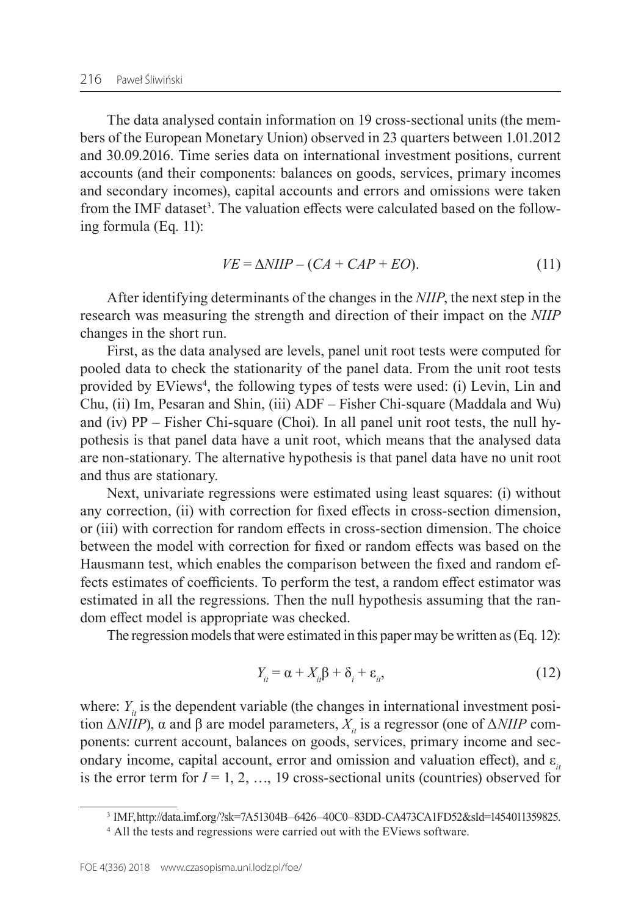The data analysed contain information on 19 cross-sectional units (the members of the European Monetary Union) observed in 23 quarters between 1.01.2012 and 30.09.2016. Time series data on international investment positions, current accounts (and their components: balances on goods, services, primary incomes and secondary incomes), capital accounts and errors and omissions were taken from the IMF dataset[3]. The valuation effects were calculated based on the following formula (Eq. 11):

$$VE = \Delta NIIP - (CA + CAP + EO). \tag{11}$$

After identifying determinants of the changes in the *NIIP*, the next step in the research was measuring the strength and direction of their impact on the *NIIP* changes in the short run.

First, as the data analysed are levels, panel unit root tests were computed for pooled data to check the stationarity of the panel data. From the unit root tests provided by EViews[4], the following types of tests were used: (i) Levin, Lin and Chu, (ii) Im, Pesaran and Shin, (iii) ADF – Fisher Chi-square (Maddala and Wu) and (iv) PP – Fisher Chi-square (Choi). In all panel unit root tests, the null hypothesis is that panel data have a unit root, which means that the analysed data are non-stationary. The alternative hypothesis is that panel data have no unit root and thus are stationary.

Next, univariate regressions were estimated using least squares: (i) without any correction, (ii) with correction for fixed effects in cross-section dimension, or (iii) with correction for random effects in cross-section dimension. The choice between the model with correction for fixed or random effects was based on the Hausmann test, which enables the comparison between the fixed and random effects estimates of coefficients. To perform the test, a random effect estimator was estimated in all the regressions. Then the null hypothesis assuming that the random effect model is appropriate was checked.

The regression models that were estimated in this paper may be written as (Eq. 12):

$$Y_{it} = \alpha + X_{it}\beta + \delta_i + \varepsilon_{it}, \tag{12}$$

where: $Y_{it}$ is the dependent variable (the changes in international investment position $\Delta NIIP$), $\alpha$ and $\beta$ are model parameters, $X_{it}$ is a regressor (one of $\Delta NIIP$ components: current account, balances on goods, services, primary income and secondary income, capital account, error and omission and valuation effect), and $\varepsilon_{it}$ is the error term for $I = 1, 2, \ldots, 19$ cross-sectional units (countries) observed for

[3] IMF, http://data.imf.org/?sk=7A51304B–6426–40C0–83DD-CA473CA1FD52&sId=1454011359825.

[4] All the tests and regressions were carried out with the EViews software.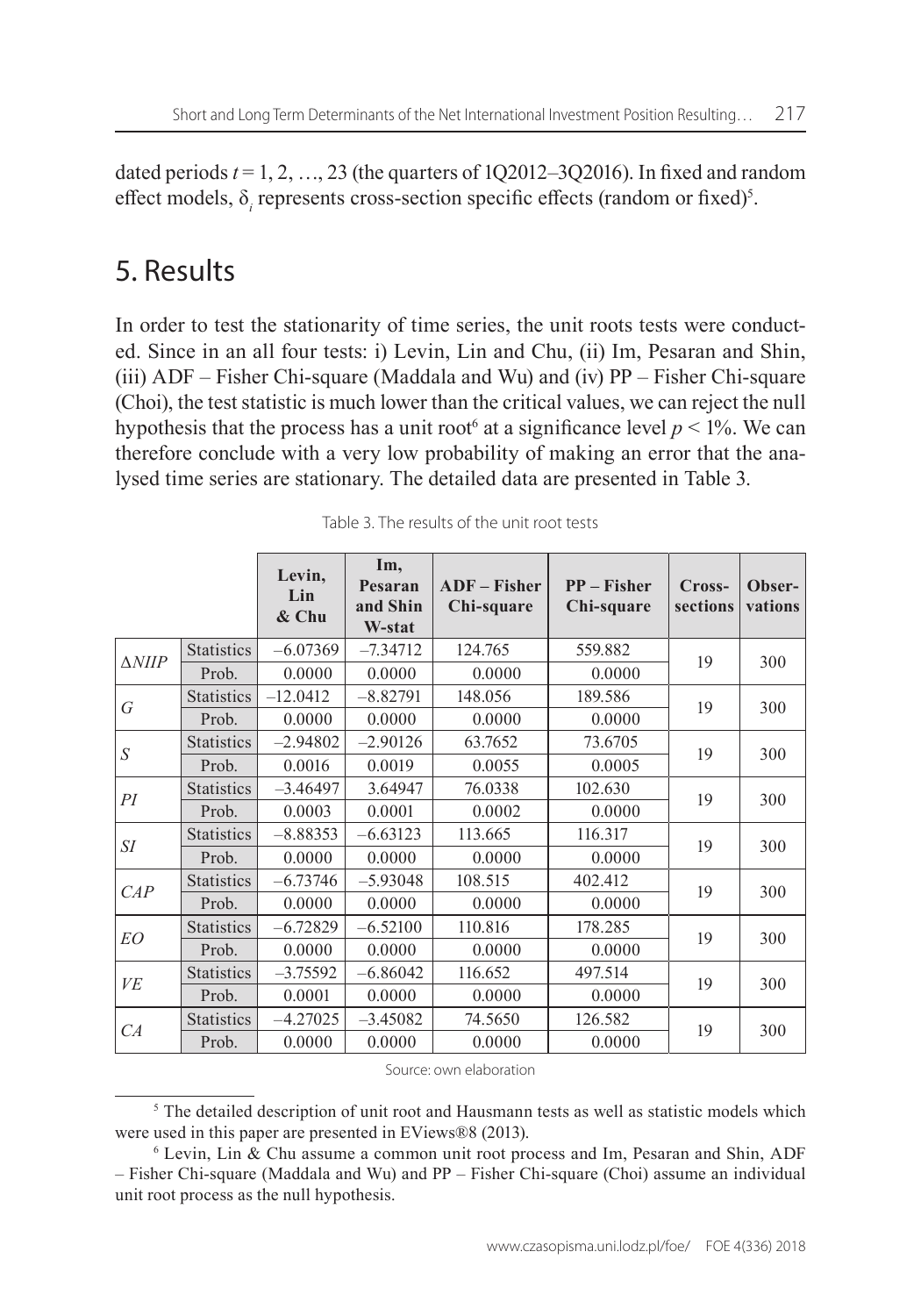dated periods $t = 1, 2, \ldots, 23$ (the quarters of 1Q2012–3Q2016). In fixed and random effect models, $\delta_i$ represents cross-section specific effects (random or fixed)[5].

## 5. Results

In order to test the stationarity of time series, the unit roots tests were conducted. Since in an all four tests: i) Levin, Lin and Chu, (ii) Im, Pesaran and Shin, (iii) ADF – Fisher Chi-square (Maddala and Wu) and (iv) PP – Fisher Chi-square (Choi), the test statistic is much lower than the critical values, we can reject the null hypothesis that the process has a unit root[6] at a significance level $p < 1\%$. We can therefore conclude with a very low probability of making an error that the analysed time series are stationary. The detailed data are presented in Table 3.

Table 3. The results of the unit root tests

| | | Levin, Lin & Chu | Im, Pesaran and Shin W-stat | ADF – Fisher Chi-square | PP – Fisher Chi-square | Cross-sections | Observations |
|---|---|---|---|---|---|---|---|
| $\Delta NIIP$ | Statistics | –6.07369 | –7.34712 | 124.765 | 559.882 | 19 | 300 |
| | Prob. | 0.0000 | 0.0000 | 0.0000 | 0.0000 | | |
| $G$ | Statistics | –12.0412 | –8.82791 | 148.056 | 189.586 | 19 | 300 |
| | Prob. | 0.0000 | 0.0000 | 0.0000 | 0.0000 | | |
| $S$ | Statistics | –2.94802 | –2.90126 | 63.7652 | 73.6705 | 19 | 300 |
| | Prob. | 0.0016 | 0.0019 | 0.0055 | 0.0005 | | |
| $PI$ | Statistics | –3.46497 | 3.64947 | 76.0338 | 102.630 | 19 | 300 |
| | Prob. | 0.0003 | 0.0001 | 0.0002 | 0.0000 | | |
| $SI$ | Statistics | –8.88353 | –6.63123 | 113.665 | 116.317 | 19 | 300 |
| | Prob. | 0.0000 | 0.0000 | 0.0000 | 0.0000 | | |
| $CAP$ | Statistics | –6.73746 | –5.93048 | 108.515 | 402.412 | 19 | 300 |
| | Prob. | 0.0000 | 0.0000 | 0.0000 | 0.0000 | | |
| $EO$ | Statistics | –6.72829 | –6.52100 | 110.816 | 178.285 | 19 | 300 |
| | Prob. | 0.0000 | 0.0000 | 0.0000 | 0.0000 | | |
| $VE$ | Statistics | –3.75592 | –6.86042 | 116.652 | 497.514 | 19 | 300 |
| | Prob. | 0.0001 | 0.0000 | 0.0000 | 0.0000 | | |
| $CA$ | Statistics | –4.27025 | –3.45082 | 74.5650 | 126.582 | 19 | 300 |
| | Prob. | 0.0000 | 0.0000 | 0.0000 | 0.0000 | | |

Source: own elaboration

[5] The detailed description of unit root and Hausmann tests as well as statistic models which were used in this paper are presented in EViews®8 (2013).

[6] Levin, Lin & Chu assume a common unit root process and Im, Pesaran and Shin, ADF – Fisher Chi-square (Maddala and Wu) and PP – Fisher Chi-square (Choi) assume an individual unit root process as the null hypothesis.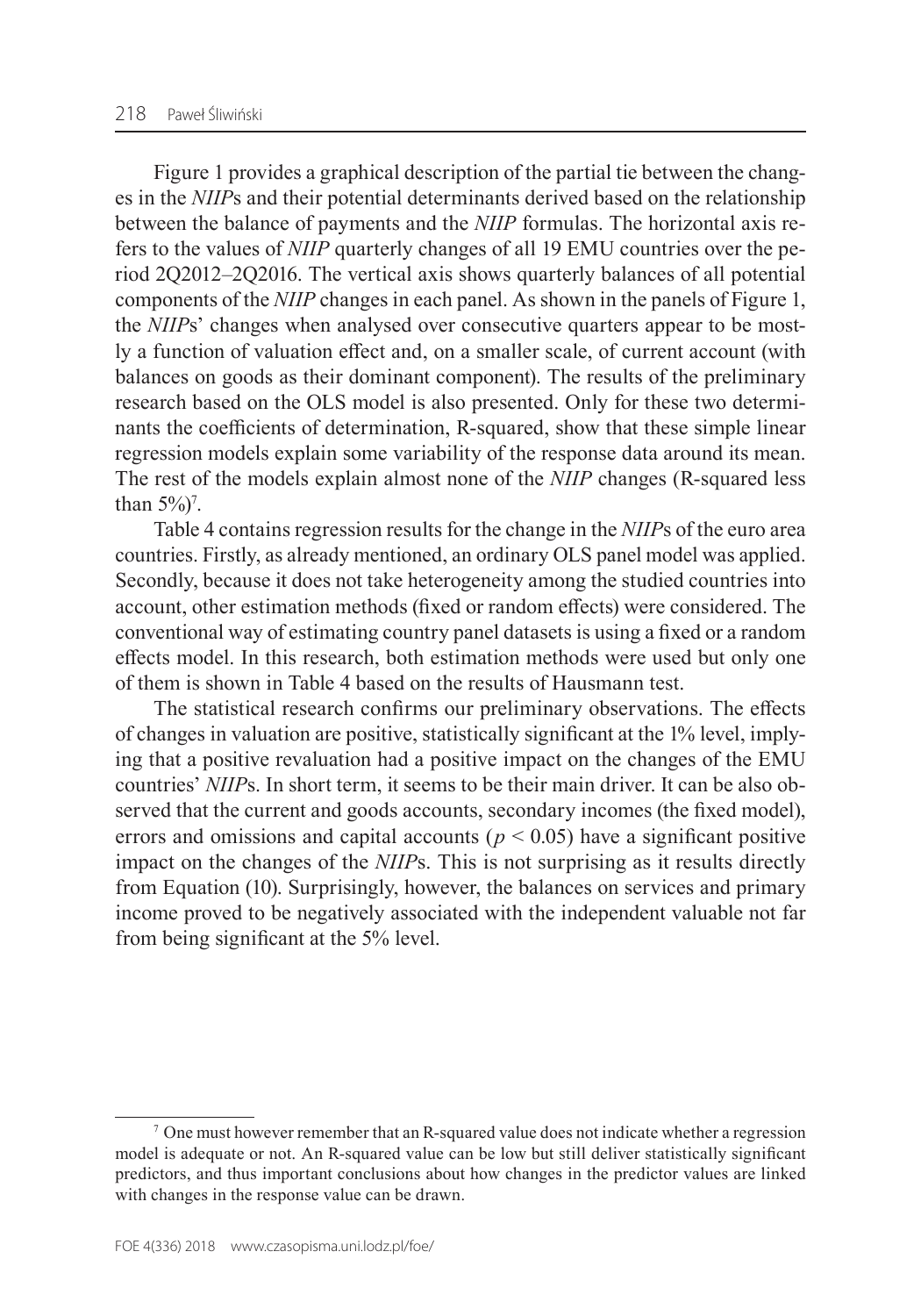Figure 1 provides a graphical description of the partial tie between the changes in the *NIIP*s and their potential determinants derived based on the relationship between the balance of payments and the *NIIP* formulas. The horizontal axis refers to the values of *NIIP* quarterly changes of all 19 EMU countries over the period 2Q2012–2Q2016. The vertical axis shows quarterly balances of all potential components of the *NIIP* changes in each panel. As shown in the panels of Figure 1, the *NIIP*s' changes when analysed over consecutive quarters appear to be mostly a function of valuation effect and, on a smaller scale, of current account (with balances on goods as their dominant component). The results of the preliminary research based on the OLS model is also presented. Only for these two determinants the coefficients of determination, R-squared, show that these simple linear regression models explain some variability of the response data around its mean. The rest of the models explain almost none of the *NIIP* changes (R-squared less than 5%)[7].

Table 4 contains regression results for the change in the *NIIP*s of the euro area countries. Firstly, as already mentioned, an ordinary OLS panel model was applied. Secondly, because it does not take heterogeneity among the studied countries into account, other estimation methods (fixed or random effects) were considered. The conventional way of estimating country panel datasets is using a fixed or a random effects model. In this research, both estimation methods were used but only one of them is shown in Table 4 based on the results of Hausmann test.

The statistical research confirms our preliminary observations. The effects of changes in valuation are positive, statistically significant at the 1% level, implying that a positive revaluation had a positive impact on the changes of the EMU countries' *NIIP*s. In short term, it seems to be their main driver. It can be also observed that the current and goods accounts, secondary incomes (the fixed model), errors and omissions and capital accounts ($p < 0.05$) have a significant positive impact on the changes of the *NIIP*s. This is not surprising as it results directly from Equation (10). Surprisingly, however, the balances on services and primary income proved to be negatively associated with the independent valuable not far from being significant at the 5% level.

[7] One must however remember that an R-squared value does not indicate whether a regression model is adequate or not. An R-squared value can be low but still deliver statistically significant predictors, and thus important conclusions about how changes in the predictor values are linked with changes in the response value can be drawn.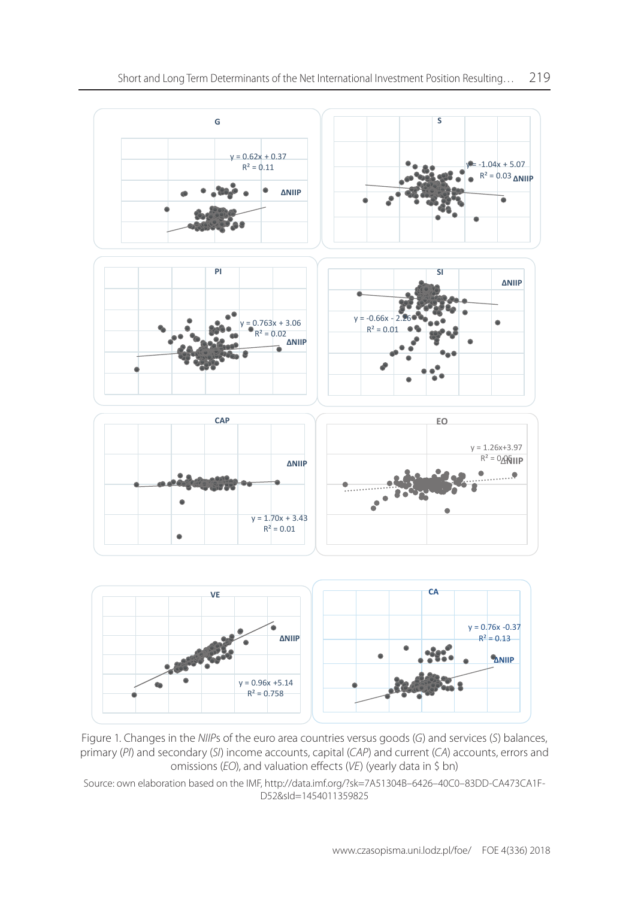Figure 1. Changes in the *NIIP*s of the euro area countries versus goods (*G*) and services (*S*) balances, primary (*PI*) and secondary (*SI*) income accounts, capital (*CAP*) and current (*CA*) accounts, errors and omissions (*EO*), and valuation effects (*VE*) (yearly data in $ bn)

Source: own elaboration based on the IMF, http://data.imf.org/?sk=7A51304B-6426-40C0-83DD-CA473CA1F-D52&sId=1454011359825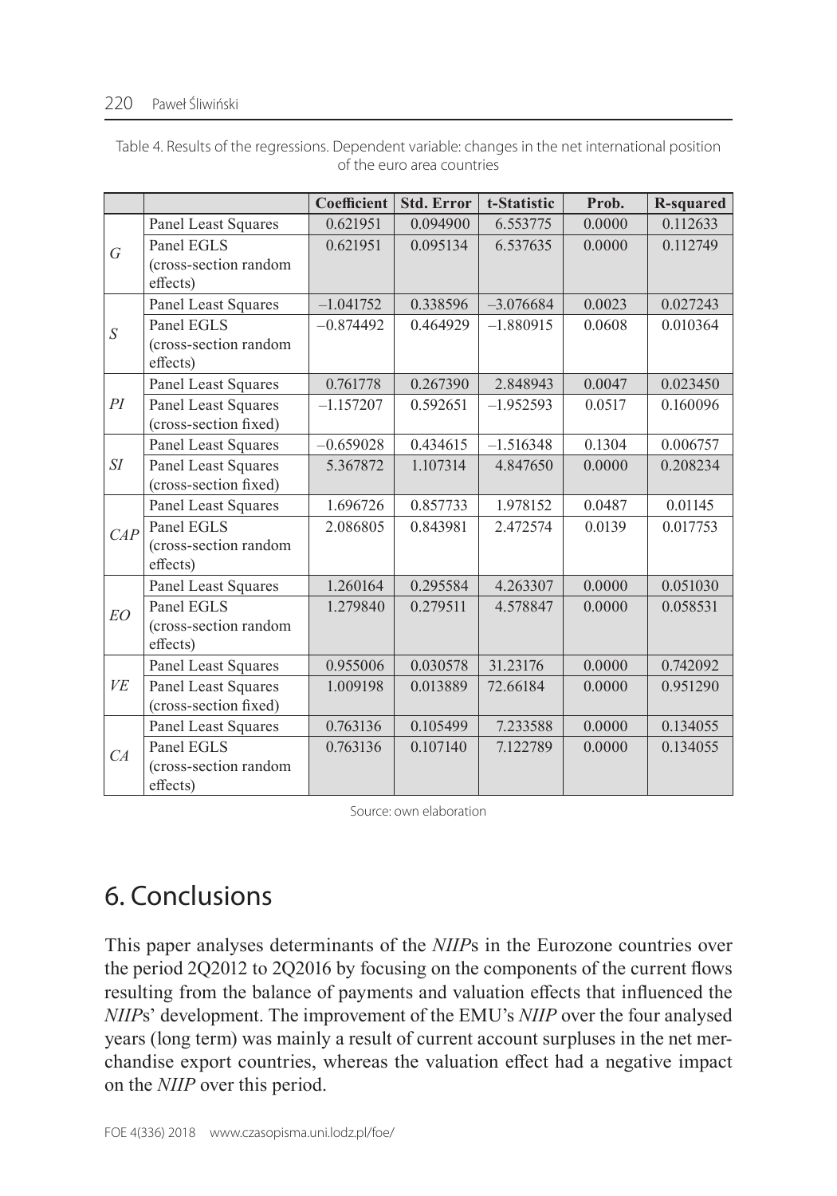Table 4. Results of the regressions. Dependent variable: changes in the net international position of the euro area countries

| | | Coefficient | Std. Error | t-Statistic | Prob. | R-squared |
|---|---|---|---|---|---|---|
| *G* | Panel Least Squares | 0.621951 | 0.094900 | 6.553775 | 0.0000 | 0.112633 |
| | Panel EGLS (cross-section random effects) | 0.621951 | 0.095134 | 6.537635 | 0.0000 | 0.112749 |
| *S* | Panel Least Squares | –1.041752 | 0.338596 | –3.076684 | 0.0023 | 0.027243 |
| | Panel EGLS (cross-section random effects) | –0.874492 | 0.464929 | –1.880915 | 0.0608 | 0.010364 |
| *PI* | Panel Least Squares | 0.761778 | 0.267390 | 2.848943 | 0.0047 | 0.023450 |
| | Panel Least Squares (cross-section fixed) | –1.157207 | 0.592651 | –1.952593 | 0.0517 | 0.160096 |
| *SI* | Panel Least Squares | –0.659028 | 0.434615 | –1.516348 | 0.1304 | 0.006757 |
| | Panel Least Squares (cross-section fixed) | 5.367872 | 1.107314 | 4.847650 | 0.0000 | 0.208234 |
| *CAP* | Panel Least Squares | 1.696726 | 0.857733 | 1.978152 | 0.0487 | 0.01145 |
| | Panel EGLS (cross-section random effects) | 2.086805 | 0.843981 | 2.472574 | 0.0139 | 0.017753 |
| *EO* | Panel Least Squares | 1.260164 | 0.295584 | 4.263307 | 0.0000 | 0.051030 |
| | Panel EGLS (cross-section random effects) | 1.279840 | 0.279511 | 4.578847 | 0.0000 | 0.058531 |
| *VE* | Panel Least Squares | 0.955006 | 0.030578 | 31.23176 | 0.0000 | 0.742092 |
| | Panel Least Squares (cross-section fixed) | 1.009198 | 0.013889 | 72.66184 | 0.0000 | 0.951290 |
| *CA* | Panel Least Squares | 0.763136 | 0.105499 | 7.233588 | 0.0000 | 0.134055 |
| | Panel EGLS (cross-section random effects) | 0.763136 | 0.107140 | 7.122789 | 0.0000 | 0.134055 |

Source: own elaboration

## 6. Conclusions

This paper analyses determinants of the *NIIP*s in the Eurozone countries over the period 2Q2012 to 2Q2016 by focusing on the components of the current flows resulting from the balance of payments and valuation effects that influenced the *NIIP*s' development. The improvement of the EMU's *NIIP* over the four analysed years (long term) was mainly a result of current account surpluses in the net merchandise export countries, whereas the valuation effect had a negative impact on the *NIIP* over this period.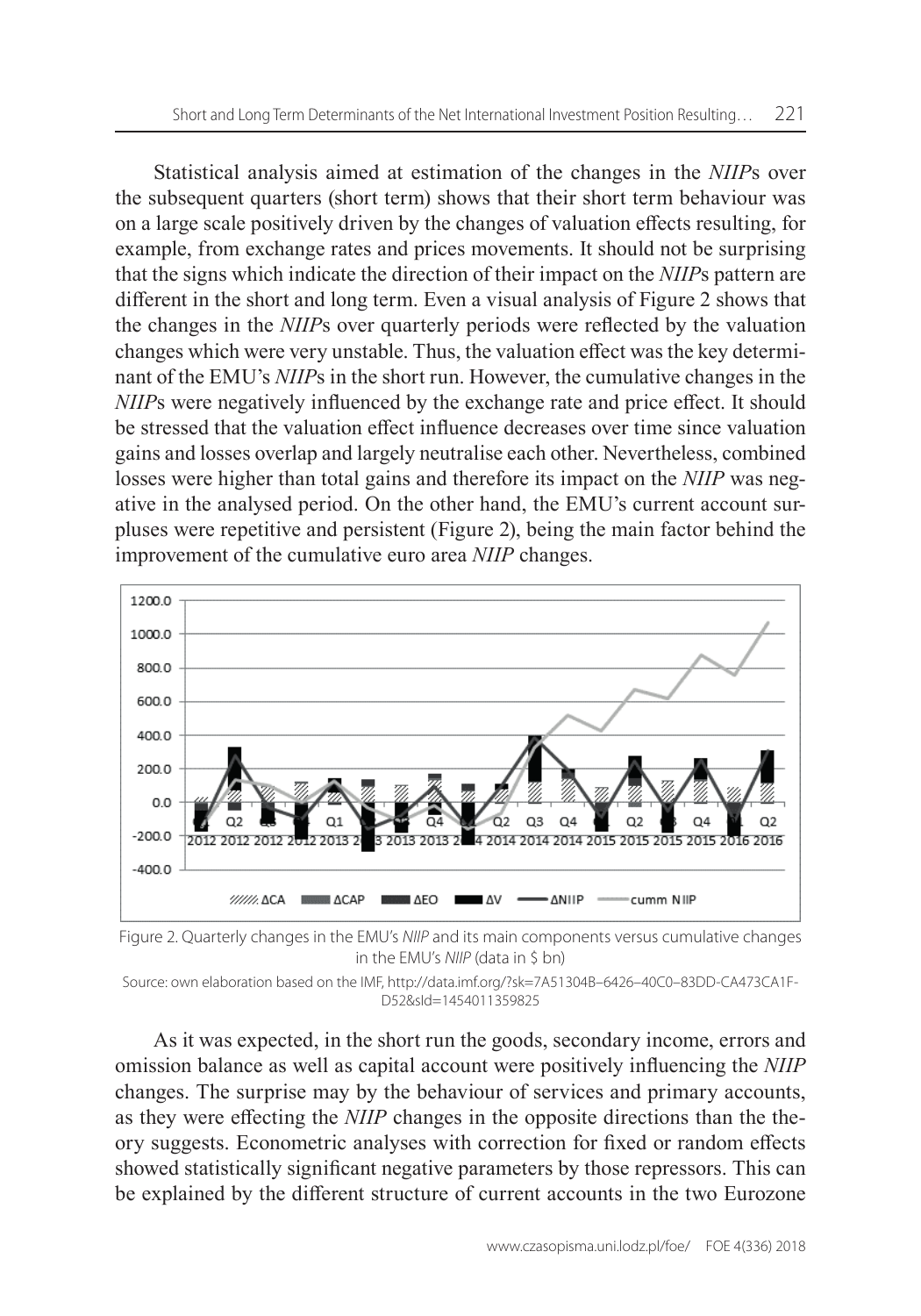Statistical analysis aimed at estimation of the changes in the *NIIP*s over the subsequent quarters (short term) shows that their short term behaviour was on a large scale positively driven by the changes of valuation effects resulting, for example, from exchange rates and prices movements. It should not be surprising that the signs which indicate the direction of their impact on the *NIIP*s pattern are different in the short and long term. Even a visual analysis of Figure 2 shows that the changes in the *NIIP*s over quarterly periods were reflected by the valuation changes which were very unstable. Thus, the valuation effect was the key determinant of the EMU's *NIIP*s in the short run. However, the cumulative changes in the *NIIP*s were negatively influenced by the exchange rate and price effect. It should be stressed that the valuation effect influence decreases over time since valuation gains and losses overlap and largely neutralise each other. Nevertheless, combined losses were higher than total gains and therefore its impact on the *NIIP* was negative in the analysed period. On the other hand, the EMU's current account surpluses were repetitive and persistent (Figure 2), being the main factor behind the improvement of the cumulative euro area *NIIP* changes.

Figure 2. Quarterly changes in the EMU's *NIIP* and its main components versus cumulative changes in the EMU's *NIIP* (data in $ bn)

Source: own elaboration based on the IMF, http://data.imf.org/?sk=7A51304B–6426–40C0–83DD-CA473CA1FD52&sId=1454011359825

As it was expected, in the short run the goods, secondary income, errors and omission balance as well as capital account were positively influencing the *NIIP* changes. The surprise may by the behaviour of services and primary accounts, as they were effecting the *NIIP* changes in the opposite directions than the theory suggests. Econometric analyses with correction for fixed or random effects showed statistically significant negative parameters by those repressors. This can be explained by the different structure of current accounts in the two Eurozone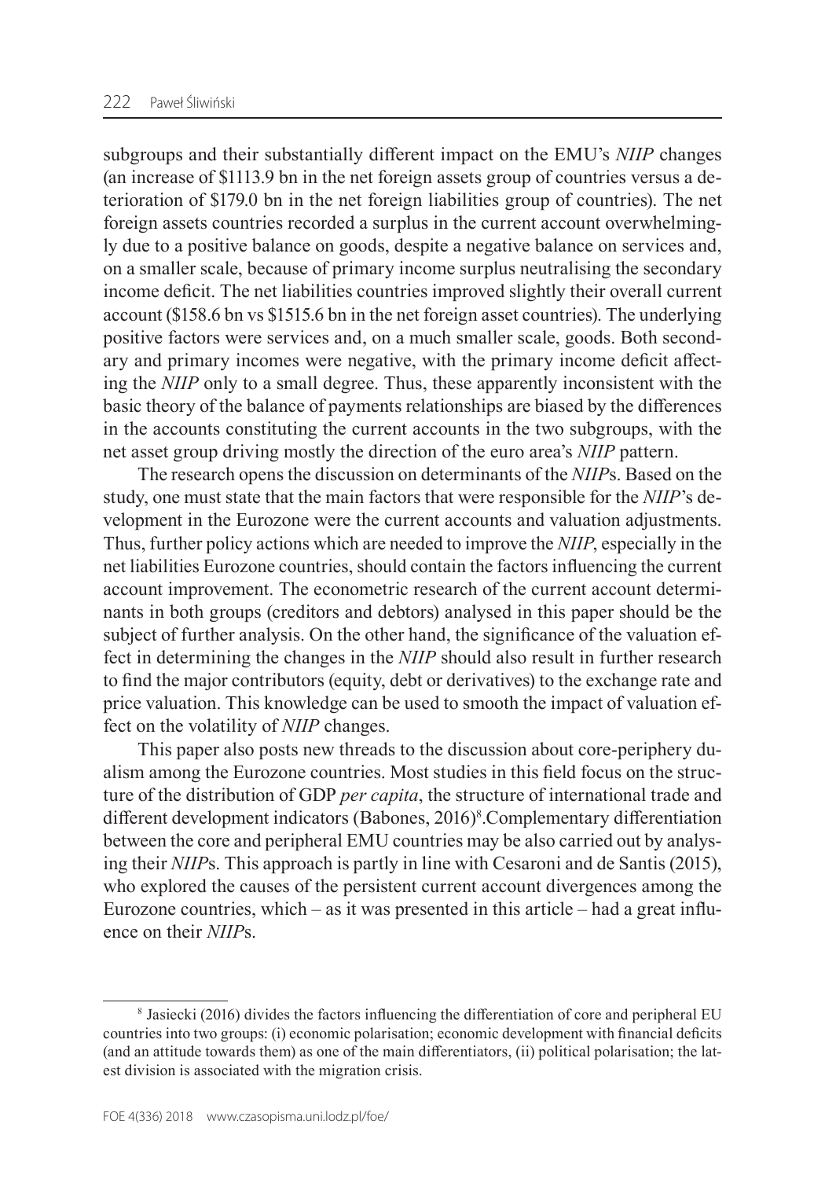subgroups and their substantially different impact on the EMU's *NIIP* changes (an increase of \$1113.9 bn in the net foreign assets group of countries versus a deterioration of \$179.0 bn in the net foreign liabilities group of countries). The net foreign assets countries recorded a surplus in the current account overwhelmingly due to a positive balance on goods, despite a negative balance on services and, on a smaller scale, because of primary income surplus neutralising the secondary income deficit. The net liabilities countries improved slightly their overall current account (\$158.6 bn vs \$1515.6 bn in the net foreign asset countries). The underlying positive factors were services and, on a much smaller scale, goods. Both secondary and primary incomes were negative, with the primary income deficit affecting the *NIIP* only to a small degree. Thus, these apparently inconsistent with the basic theory of the balance of payments relationships are biased by the differences in the accounts constituting the current accounts in the two subgroups, with the net asset group driving mostly the direction of the euro area's *NIIP* pattern.

The research opens the discussion on determinants of the *NIIP*s. Based on the study, one must state that the main factors that were responsible for the *NIIP*'s development in the Eurozone were the current accounts and valuation adjustments. Thus, further policy actions which are needed to improve the *NIIP*, especially in the net liabilities Eurozone countries, should contain the factors influencing the current account improvement. The econometric research of the current account determinants in both groups (creditors and debtors) analysed in this paper should be the subject of further analysis. On the other hand, the significance of the valuation effect in determining the changes in the *NIIP* should also result in further research to find the major contributors (equity, debt or derivatives) to the exchange rate and price valuation. This knowledge can be used to smooth the impact of valuation effect on the volatility of *NIIP* changes.

This paper also posts new threads to the discussion about core-periphery dualism among the Eurozone countries. Most studies in this field focus on the structure of the distribution of GDP *per capita*, the structure of international trade and different development indicators (Babones, 2016)[8].Complementary differentiation between the core and peripheral EMU countries may be also carried out by analysing their *NIIP*s. This approach is partly in line with Cesaroni and de Santis (2015), who explored the causes of the persistent current account divergences among the Eurozone countries, which – as it was presented in this article – had a great influence on their *NIIP*s.

[8] Jasiecki (2016) divides the factors influencing the differentiation of core and peripheral EU countries into two groups: (i) economic polarisation; economic development with financial deficits (and an attitude towards them) as one of the main differentiators, (ii) political polarisation; the latest division is associated with the migration crisis.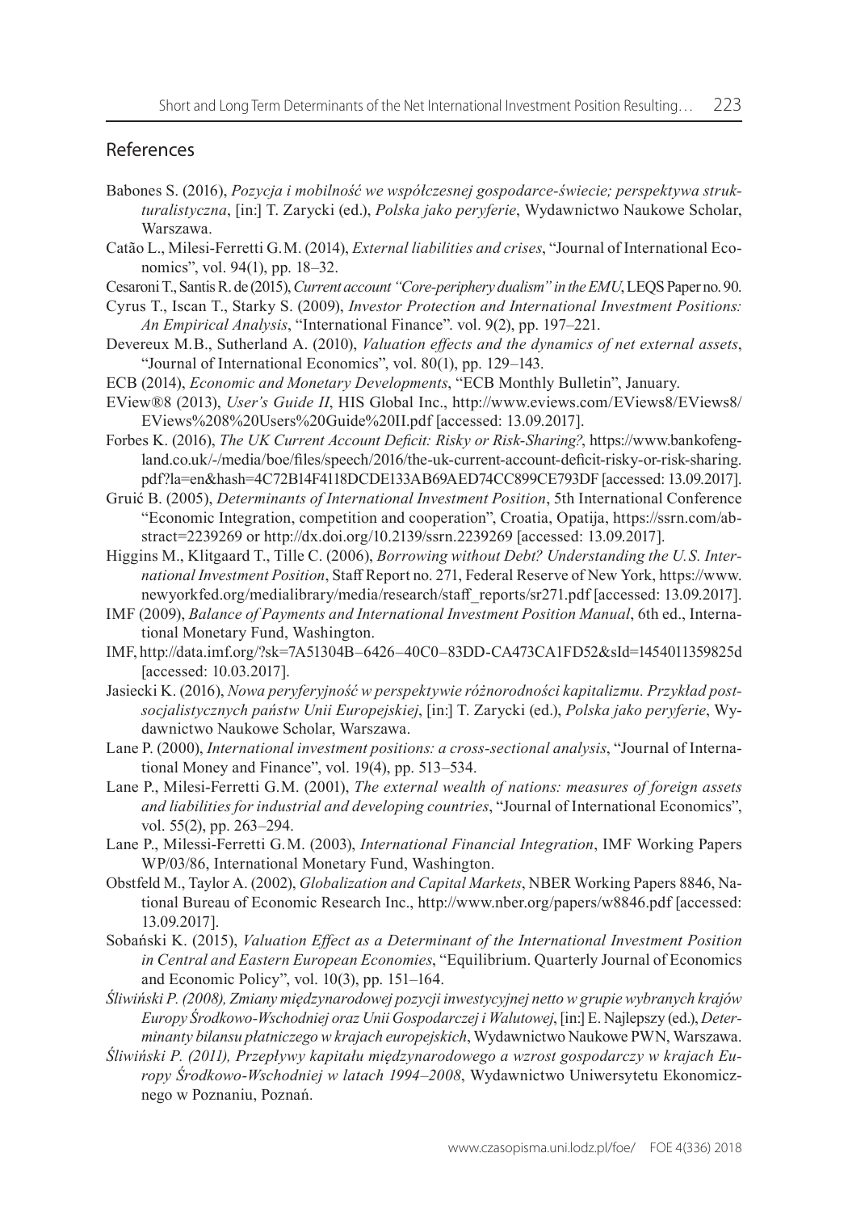## References

Babones S. (2016), *Pozycja i mobilność we współczesnej gospodarce-świecie; perspektywa strukturalistyczna*, [in:] T. Zarycki (ed.), *Polska jako peryferie*, Wydawnictwo Naukowe Scholar, Warszawa.

Catão L., Milesi-Ferretti G.M. (2014), *External liabilities and crises*, "Journal of International Economics", vol. 94(1), pp. 18–32.

Cesaroni T., Santis R. de (2015), *Current account "Core-periphery dualism" in the EMU*, LEQS Paper no. 90.

Cyrus T., Iscan T., Starky S. (2009), *Investor Protection and International Investment Positions: An Empirical Analysis*, "International Finance". vol. 9(2), pp. 197–221.

Devereux M.B., Sutherland A. (2010), *Valuation effects and the dynamics of net external assets*, "Journal of International Economics", vol. 80(1), pp. 129–143.

ECB (2014), *Economic and Monetary Developments*, "ECB Monthly Bulletin", January.

EView®8 (2013), *User's Guide II*, HIS Global Inc., http://www.eviews.com/EViews8/EViews8/EViews%208%20Users%20Guide%20II.pdf [accessed: 13.09.2017].

Forbes K. (2016), *The UK Current Account Deficit: Risky or Risk-Sharing?*, https://www.bankofengland.co.uk/-/media/boe/files/speech/2016/the-uk-current-account-deficit-risky-or-risk-sharing.pdf?la=en&hash=4C72B14F4118DCDE133AB69AED74CC899CE793DF [accessed: 13.09.2017].

Gruić B. (2005), *Determinants of International Investment Position*, 5th International Conference "Economic Integration, competition and cooperation", Croatia, Opatija, https://ssrn.com/abstract=2239269 or http://dx.doi.org/10.2139/ssrn.2239269 [accessed: 13.09.2017].

Higgins M., Klitgaard T., Tille C. (2006), *Borrowing without Debt? Understanding the U.S. International Investment Position*, Staff Report no. 271, Federal Reserve of New York, https://www.newyorkfed.org/medialibrary/media/research/staff_reports/sr271.pdf [accessed: 13.09.2017].

IMF (2009), *Balance of Payments and International Investment Position Manual*, 6th ed., International Monetary Fund, Washington.

IMF, http://data.imf.org/?sk=7A51304B–6426–40C0–83DD-CA473CA1FD52&sId=1454011359825d [accessed: 10.03.2017].

Jasiecki K. (2016), *Nowa peryferyjność w perspektywie różnorodności kapitalizmu. Przykład postsocjalistycznych państw Unii Europejskiej*, [in:] T. Zarycki (ed.), *Polska jako peryferie*, Wydawnictwo Naukowe Scholar, Warszawa.

Lane P. (2000), *International investment positions: a cross-sectional analysis*, "Journal of International Money and Finance", vol. 19(4), pp. 513–534.

Lane P., Milesi-Ferretti G.M. (2001), *The external wealth of nations: measures of foreign assets and liabilities for industrial and developing countries*, "Journal of International Economics", vol. 55(2), pp. 263–294.

Lane P., Milessi-Ferretti G.M. (2003), *International Financial Integration*, IMF Working Papers WP/03/86, International Monetary Fund, Washington.

Obstfeld M., Taylor A. (2002), *Globalization and Capital Markets*, NBER Working Papers 8846, National Bureau of Economic Research Inc., http://www.nber.org/papers/w8846.pdf [accessed: 13.09.2017].

Sobański K. (2015), *Valuation Effect as a Determinant of the International Investment Position in Central and Eastern European Economies*, "Equilibrium. Quarterly Journal of Economics and Economic Policy", vol. 10(3), pp. 151–164.

*Śliwiński P. (2008), Zmiany międzynarodowej pozycji inwestycyjnej netto w grupie wybranych krajów Europy Środkowo-Wschodniej oraz Unii Gospodarczej i Walutowej*, [in:] E. Najlepszy (ed.), *Determinanty bilansu płatniczego w krajach europejskich*, Wydawnictwo Naukowe PWN, Warszawa.

*Śliwiński P. (2011), Przepływy kapitału międzynarodowego a wzrost gospodarczy w krajach Europy Środkowo-Wschodniej w latach 1994–2008*, Wydawnictwo Uniwersytetu Ekonomicznego w Poznaniu, Poznań.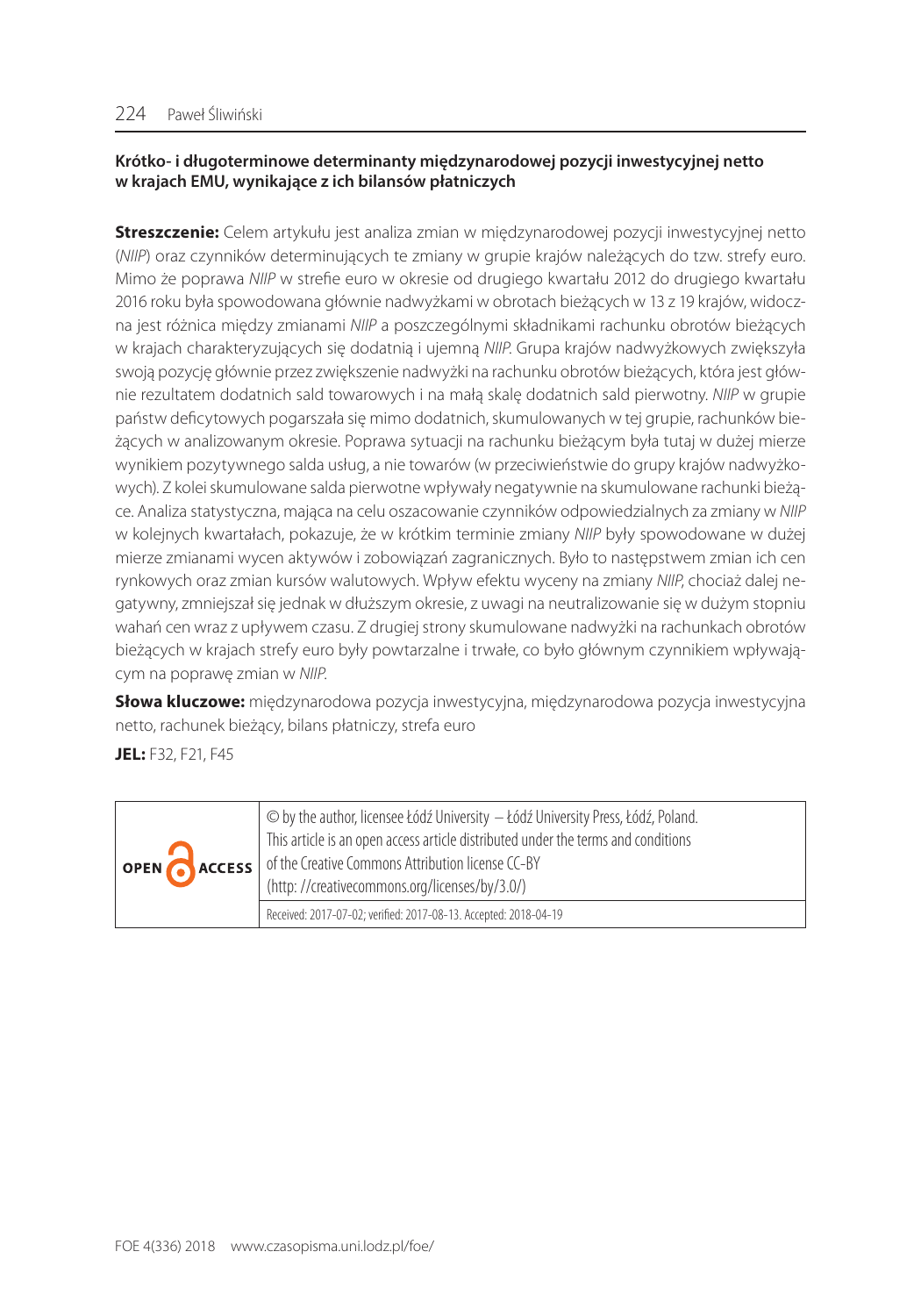**Krótko- i długoterminowe determinanty międzynarodowej pozycji inwestycyjnej netto w krajach EMU, wynikające z ich bilansów płatniczych**

**Streszczenie:** Celem artykułu jest analiza zmian w międzynarodowej pozycji inwestycyjnej netto (*NIIP*) oraz czynników determinujących te zmiany w grupie krajów należących do tzw. strefy euro. Mimo że poprawa *NIIP* w strefie euro w okresie od drugiego kwartału 2012 do drugiego kwartału 2016 roku była spowodowana głównie nadwyżkami w obrotach bieżących w 13 z 19 krajów, widoczna jest różnica między zmianami *NIIP* a poszczególnymi składnikami rachunku obrotów bieżących w krajach charakteryzujących się dodatnią i ujemną *NIIP*. Grupa krajów nadwyżkowych zwiększyła swoją pozycję głównie przez zwiększenie nadwyżki na rachunku obrotów bieżących, która jest głównie rezultatem dodatnich sald towarowych i na małą skalę dodatnich sald pierwotny. *NIIP* w grupie państw deficytowych pogarszała się mimo dodatnich, skumulowanych w tej grupie, rachunków bieżących w analizowanym okresie. Poprawa sytuacji na rachunku bieżącym była tutaj w dużej mierze wynikiem pozytywnego salda usług, a nie towarów (w przeciwieństwie do grupy krajów nadwyżkowych). Z kolei skumulowane salda pierwotne wpływały negatywnie na skumulowane rachunki bieżące. Analiza statystyczna, mająca na celu oszacowanie czynników odpowiedzialnych za zmiany w *NIIP* w kolejnych kwartałach, pokazuje, że w krótkim terminie zmiany *NIIP* były spowodowane w dużej mierze zmianami wycen aktywów i zobowiązań zagranicznych. Było to następstwem zmian ich cen rynkowych oraz zmian kursów walutowych. Wpływ efektu wyceny na zmiany *NIIP*, chociaż dalej negatywny, zmniejszał się jednak w dłuższym okresie, z uwagi na neutralizowanie się w dużym stopniu wahań cen wraz z upływem czasu. Z drugiej strony skumulowane nadwyżki na rachunkach obrotów bieżących w krajach strefy euro były powtarzalne i trwałe, co było głównym czynnikiem wpływającym na poprawę zmian w *NIIP*.

**Słowa kluczowe:** międzynarodowa pozycja inwestycyjna, międzynarodowa pozycja inwestycyjna netto, rachunek bieżący, bilans płatniczy, strefa euro

**JEL:** F32, F21, F45

| | |
|---|---|
| OPEN ACCESS | © by the author, licensee Łódź University – Łódź University Press, Łódź, Poland. This article is an open access article distributed under the terms and conditions of the Creative Commons Attribution license CC-BY (http: //creativecommons.org/licenses/by/3.0/) |
| | Received: 2017-07-02; verified: 2017-08-13. Accepted: 2018-04-19 |